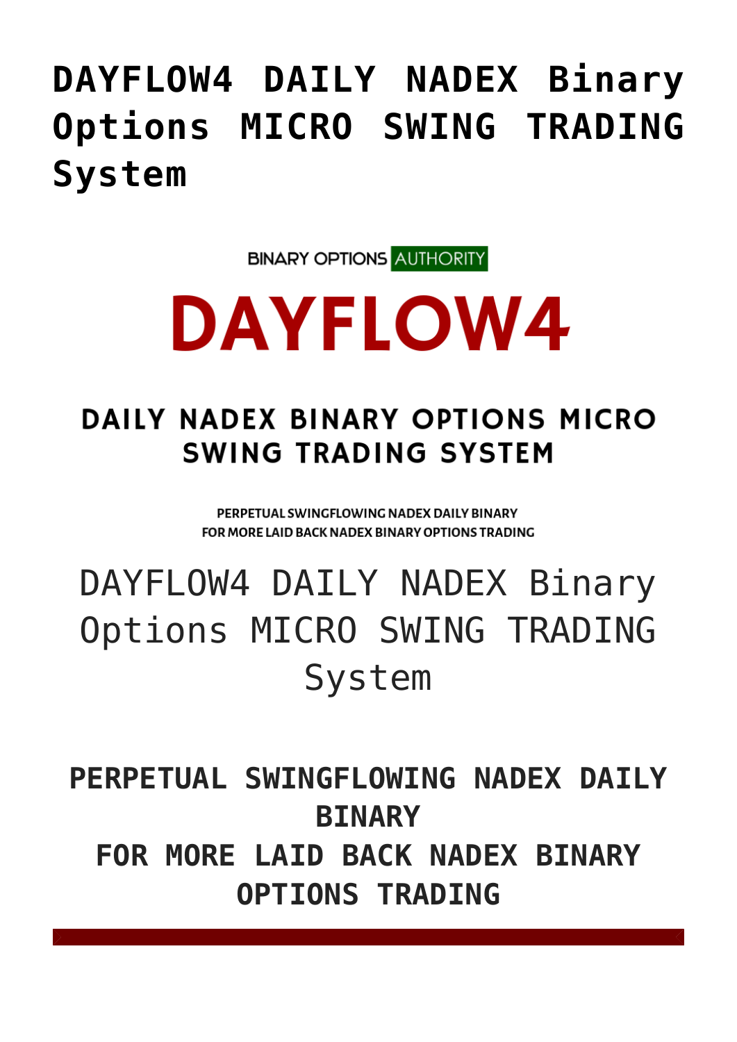# DAYFLOW4 DAILY NADEX Binary Options MICRO SWING TRADING System

BINARY OPTIONS AUTHORITY

# DAYFLOW4

## DAILY NADEX BINARY OPTIONS MICRO SWING TRADING SYSTEM

PERPETUAL SWINGFLOWING NADEX DAILY BINARY
FOR MORE LAID BACK NADEX BINARY OPTIONS TRADING

DAYFLOW4 DAILY NADEX Binary Options MICRO SWING TRADING System

**PERPETUAL SWINGFLOWING NADEX DAILY BINARY**
**FOR MORE LAID BACK NADEX BINARY OPTIONS TRADING**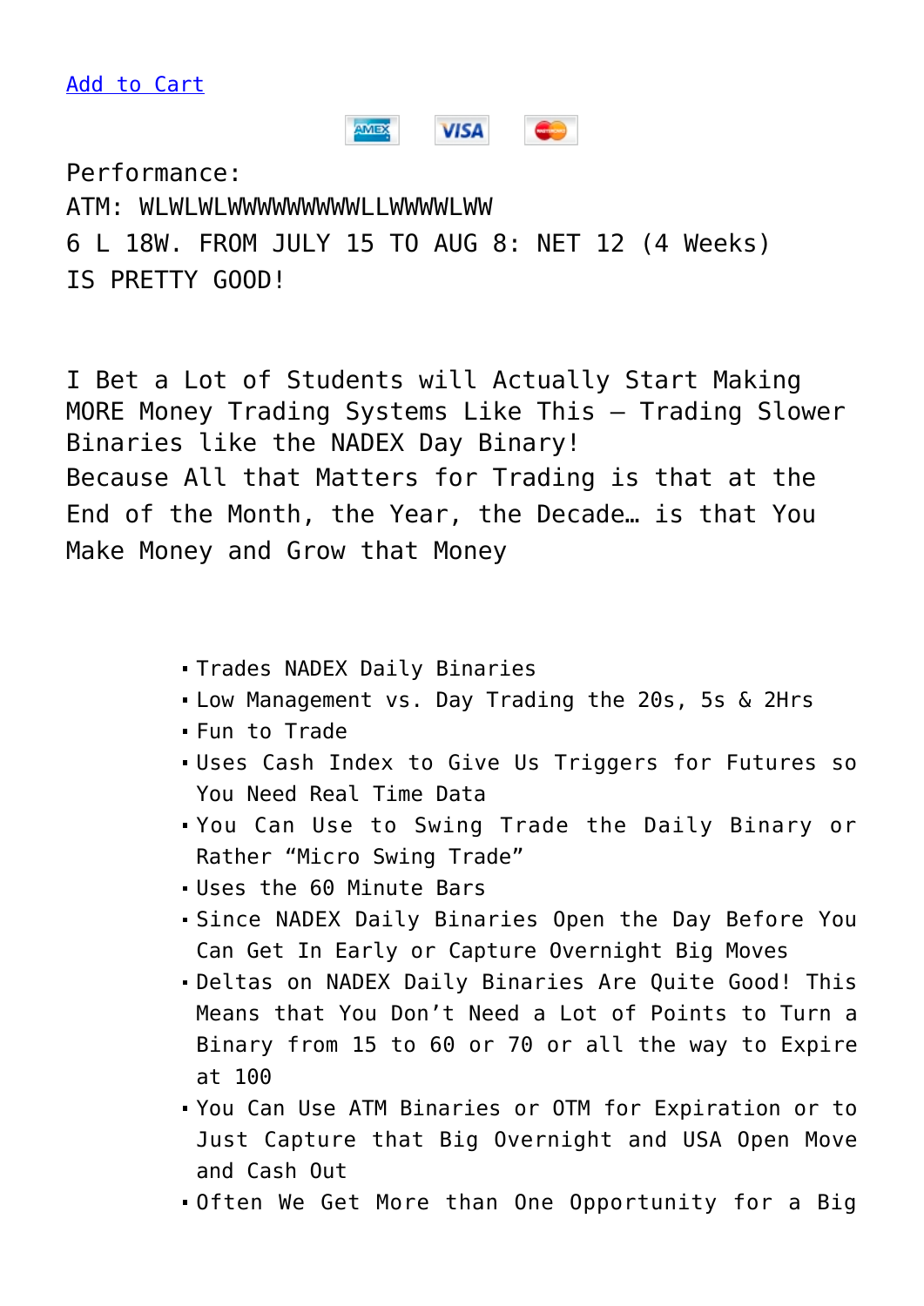[Add to Cart]

Performance:
ATM: WLWLWLWWWWWWWWWLLWWWWLWW
6 L 18W. FROM JULY 15 TO AUG 8: NET 12 (4 Weeks)
IS PRETTY GOOD!

I Bet a Lot of Students will Actually Start Making MORE Money Trading Systems Like This – Trading Slower Binaries like the NADEX Day Binary!
Because All that Matters for Trading is that at the End of the Month, the Year, the Decade… is that You Make Money and Grow that Money

- Trades NADEX Daily Binaries
- Low Management vs. Day Trading the 20s, 5s & 2Hrs
- Fun to Trade
- Uses Cash Index to Give Us Triggers for Futures so You Need Real Time Data
- You Can Use to Swing Trade the Daily Binary or Rather "Micro Swing Trade"
- Uses the 60 Minute Bars
- Since NADEX Daily Binaries Open the Day Before You Can Get In Early or Capture Overnight Big Moves
- Deltas on NADEX Daily Binaries Are Quite Good! This Means that You Don't Need a Lot of Points to Turn a Binary from 15 to 60 or 70 or all the way to Expire at 100
- You Can Use ATM Binaries or OTM for Expiration or to Just Capture that Big Overnight and USA Open Move and Cash Out
- Often We Get More than One Opportunity for a Big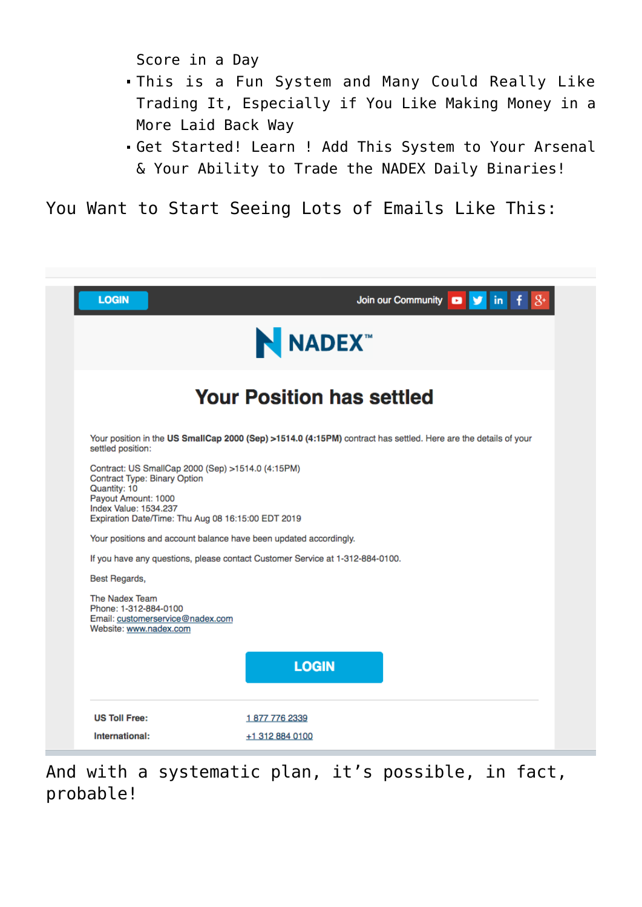Score in a Day

- This is a Fun System and Many Could Really Like Trading It, Especially if You Like Making Money in a More Laid Back Way
- Get Started! Learn ! Add This System to Your Arsenal & Your Ability to Trade the NADEX Daily Binaries!

You Want to Start Seeing Lots of Emails Like This:

LOGIN | Join our Community

NADEX™

## Your Position has settled

Your position in the **US SmallCap 2000 (Sep) >1514.0 (4:15PM)** contract has settled. Here are the details of your settled position:

Contract: US SmallCap 2000 (Sep) >1514.0 (4:15PM)
Contract Type: Binary Option
Quantity: 10
Payout Amount: 1000
Index Value: 1534.237
Expiration Date/Time: Thu Aug 08 16:15:00 EDT 2019

Your positions and account balance have been updated accordingly.

If you have any questions, please contact Customer Service at 1-312-884-0100.

Best Regards,

The Nadex Team
Phone: 1-312-884-0100
Email: customerservice@nadex.com
Website: www.nadex.com

LOGIN

| | |
|---|---|
| **US Toll Free:** | 1 877 776 2339 |
| **International:** | +1 312 884 0100 |

And with a systematic plan, it’s possible, in fact, probable!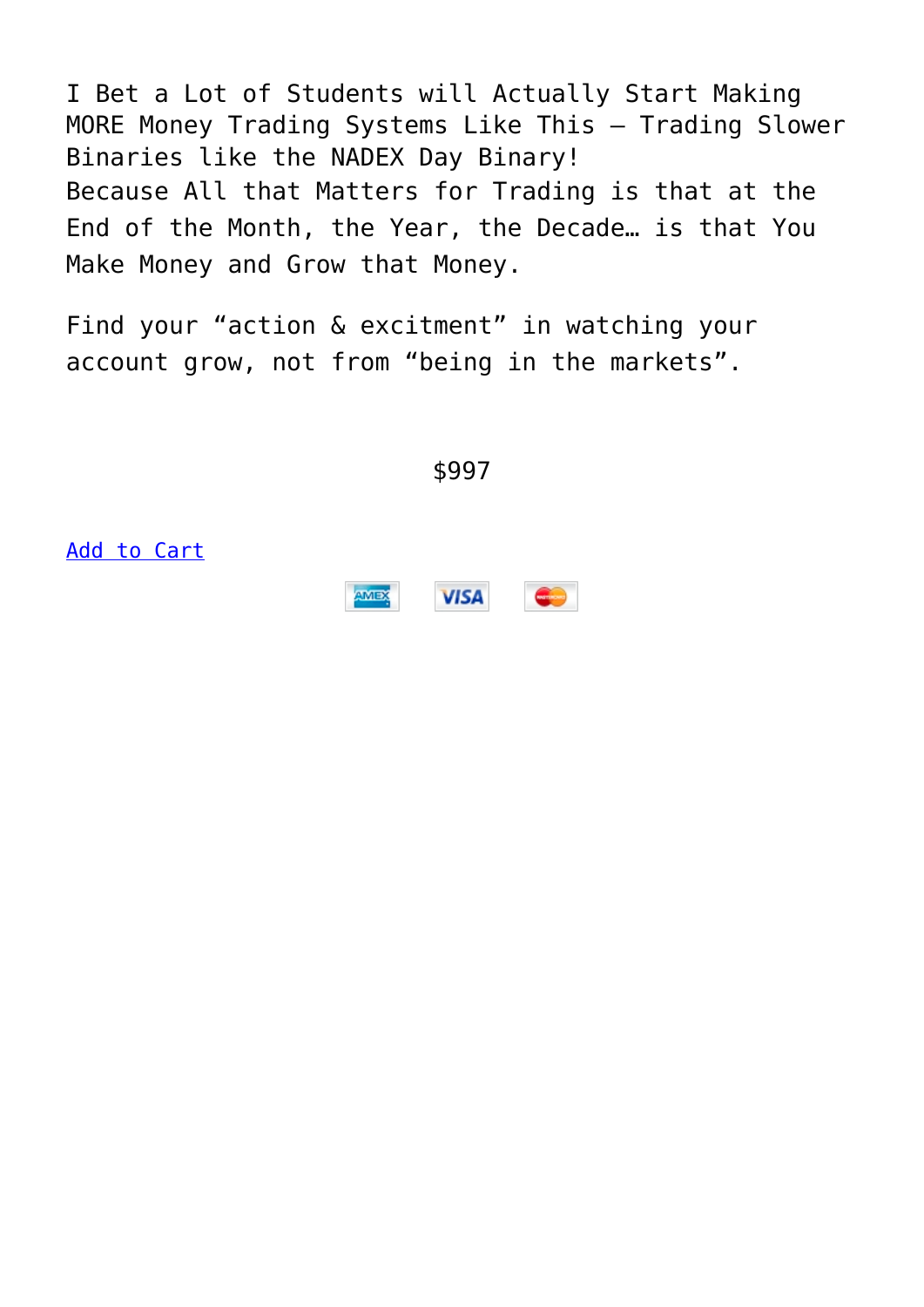I Bet a Lot of Students will Actually Start Making MORE Money Trading Systems Like This – Trading Slower Binaries like the NADEX Day Binary!
Because All that Matters for Trading is that at the End of the Month, the Year, the Decade… is that You Make Money and Grow that Money.

Find your "action & excitment" in watching your account grow, not from "being in the markets".

$997

Add to Cart